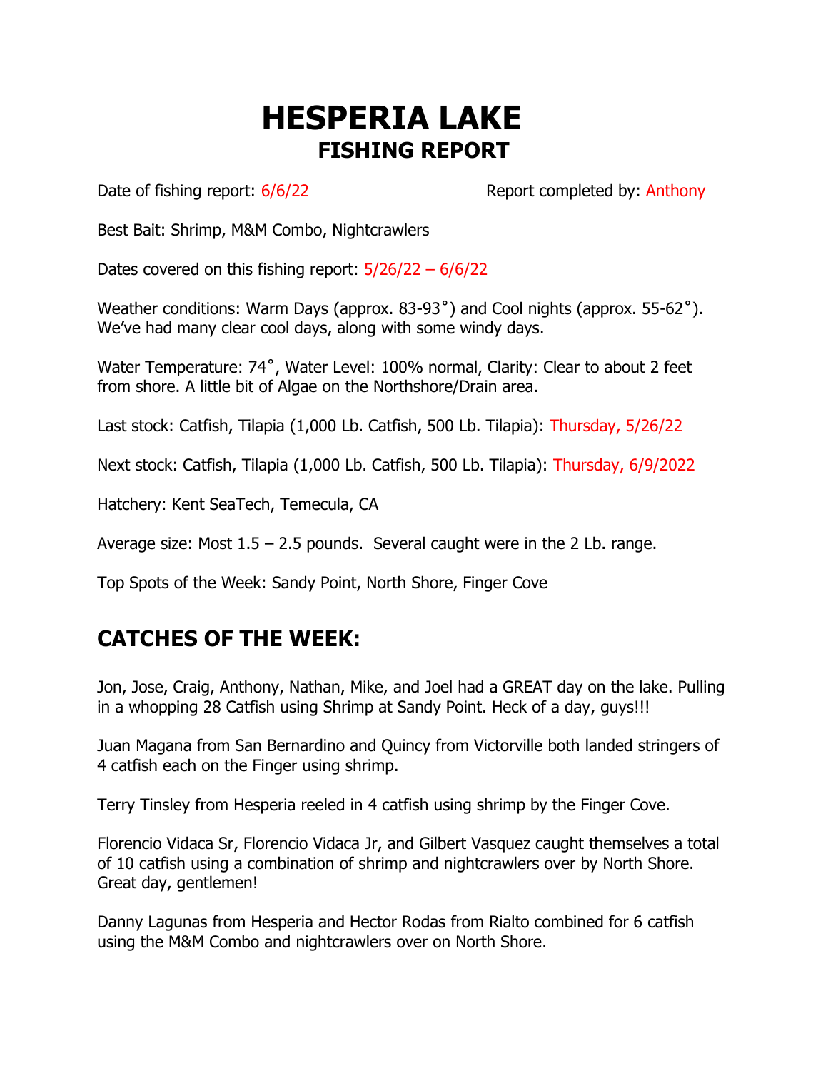# HESPERIA LAKE
## FISHING REPORT

Date of fishing report: 6/6/22 Report completed by: Anthony

Best Bait: Shrimp, M&M Combo, Nightcrawlers

Dates covered on this fishing report: 5/26/22 – 6/6/22

Weather conditions: Warm Days (approx. 83-93˚) and Cool nights (approx. 55-62˚). We've had many clear cool days, along with some windy days.

Water Temperature: 74˚, Water Level: 100% normal, Clarity: Clear to about 2 feet from shore. A little bit of Algae on the Northshore/Drain area.

Last stock: Catfish, Tilapia (1,000 Lb. Catfish, 500 Lb. Tilapia): Thursday, 5/26/22

Next stock: Catfish, Tilapia (1,000 Lb. Catfish, 500 Lb. Tilapia): Thursday, 6/9/2022

Hatchery: Kent SeaTech, Temecula, CA

Average size: Most 1.5 – 2.5 pounds. Several caught were in the 2 Lb. range.

Top Spots of the Week: Sandy Point, North Shore, Finger Cove

## CATCHES OF THE WEEK:

Jon, Jose, Craig, Anthony, Nathan, Mike, and Joel had a GREAT day on the lake. Pulling in a whopping 28 Catfish using Shrimp at Sandy Point. Heck of a day, guys!!!

Juan Magana from San Bernardino and Quincy from Victorville both landed stringers of 4 catfish each on the Finger using shrimp.

Terry Tinsley from Hesperia reeled in 4 catfish using shrimp by the Finger Cove.

Florencio Vidaca Sr, Florencio Vidaca Jr, and Gilbert Vasquez caught themselves a total of 10 catfish using a combination of shrimp and nightcrawlers over by North Shore. Great day, gentlemen!

Danny Lagunas from Hesperia and Hector Rodas from Rialto combined for 6 catfish using the M&M Combo and nightcrawlers over on North Shore.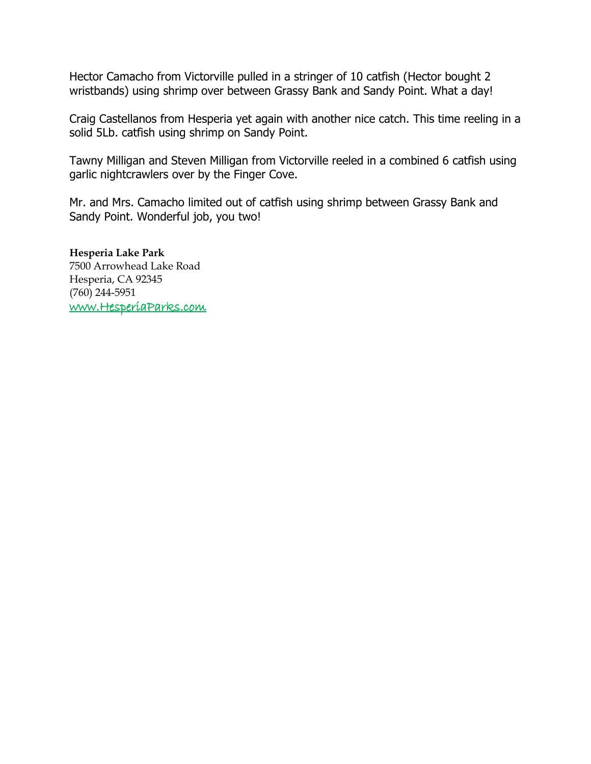Hector Camacho from Victorville pulled in a stringer of 10 catfish (Hector bought 2 wristbands) using shrimp over between Grassy Bank and Sandy Point. What a day!

Craig Castellanos from Hesperia yet again with another nice catch. This time reeling in a solid 5Lb. catfish using shrimp on Sandy Point.

Tawny Milligan and Steven Milligan from Victorville reeled in a combined 6 catfish using garlic nightcrawlers over by the Finger Cove.

Mr. and Mrs. Camacho limited out of catfish using shrimp between Grassy Bank and Sandy Point. Wonderful job, you two!

**Hesperia Lake Park**
7500 Arrowhead Lake Road
Hesperia, CA 92345
(760) 244-5951
www.HesperiaParks.com